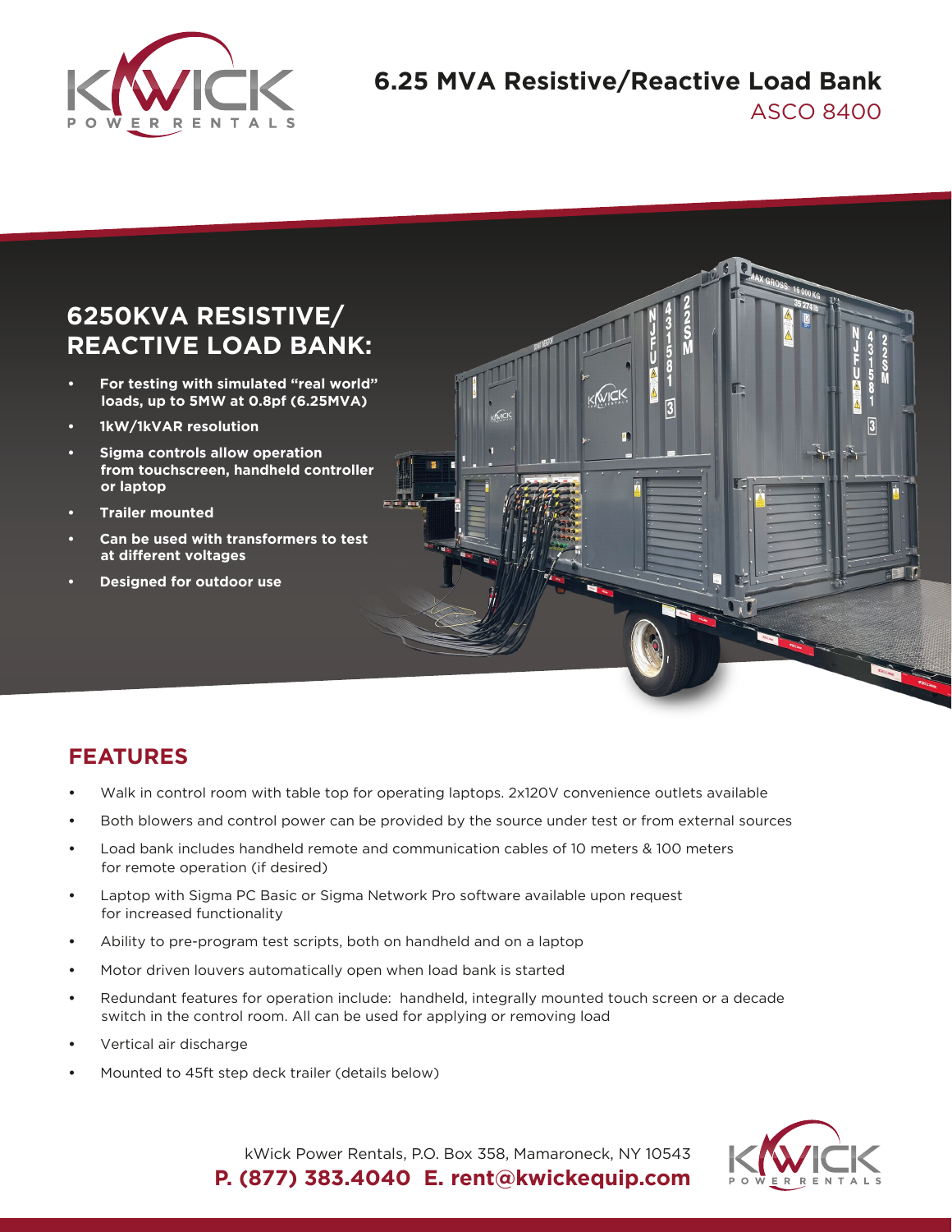# 6.25 MVA Resistive/Reactive Load Bank

ASCO 8400

## 6250KVA RESISTIVE/ REACTIVE LOAD BANK:

- **For testing with simulated "real world" loads, up to 5MW at 0.8pf (6.25MVA)**
- **1kW/1kVAR resolution**
- **Sigma controls allow operation from touchscreen, handheld controller or laptop**
- **Trailer mounted**
- **Can be used with transformers to test at different voltages**
- **Designed for outdoor use**

## FEATURES

- Walk in control room with table top for operating laptops. 2x120V convenience outlets available
- Both blowers and control power can be provided by the source under test or from external sources
- Load bank includes handheld remote and communication cables of 10 meters & 100 meters for remote operation (if desired)
- Laptop with Sigma PC Basic or Sigma Network Pro software available upon request for increased functionality
- Ability to pre-program test scripts, both on handheld and on a laptop
- Motor driven louvers automatically open when load bank is started
- Redundant features for operation include: handheld, integrally mounted touch screen or a decade switch in the control room. All can be used for applying or removing load
- Vertical air discharge
- Mounted to 45ft step deck trailer (details below)

kWick Power Rentals, P.O. Box 358, Mamaroneck, NY 10543

**P. (877) 383.4040 E. rent@kwickequip.com**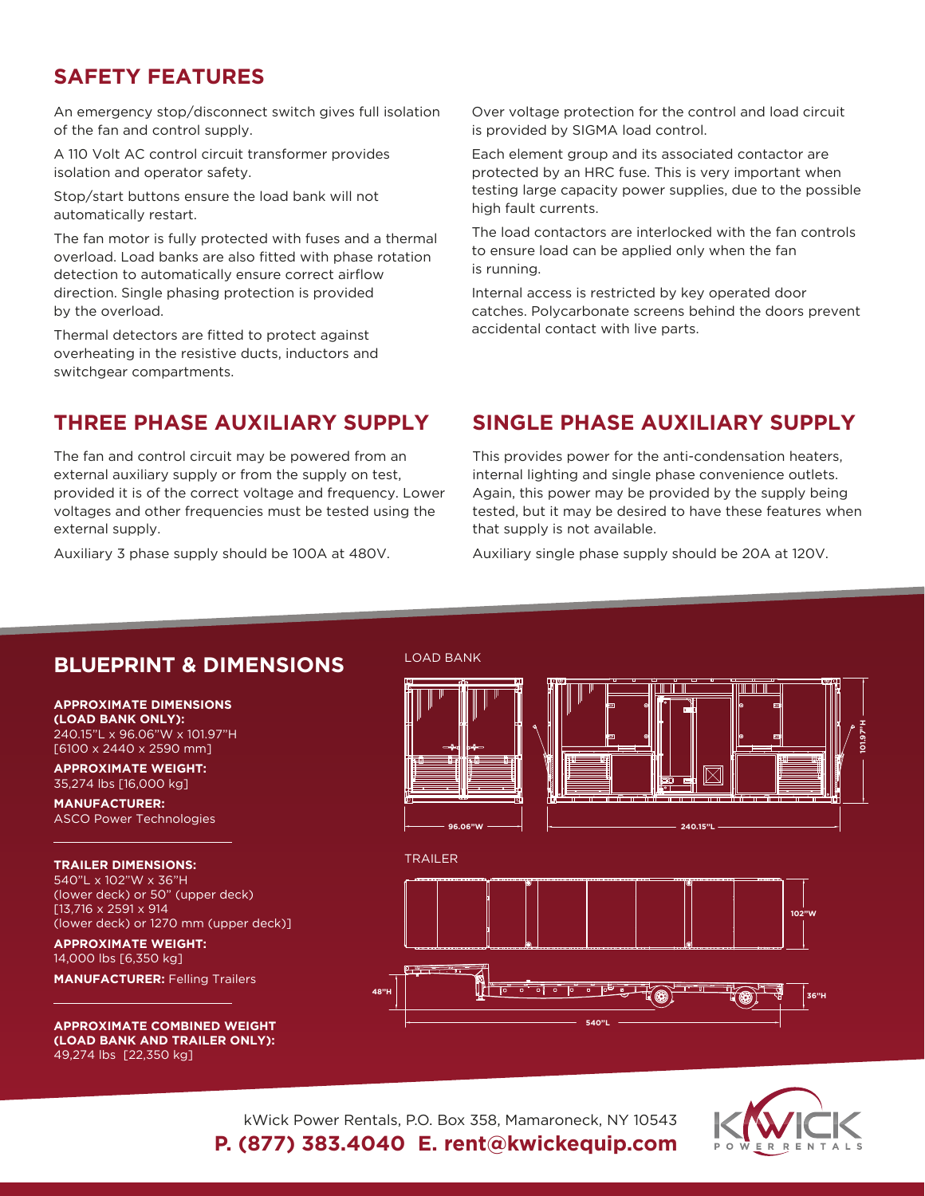## SAFETY FEATURES

An emergency stop/disconnect switch gives full isolation of the fan and control supply.

A 110 Volt AC control circuit transformer provides isolation and operator safety.

Stop/start buttons ensure the load bank will not automatically restart.

The fan motor is fully protected with fuses and a thermal overload. Load banks are also fitted with phase rotation detection to automatically ensure correct airflow direction. Single phasing protection is provided by the overload.

Thermal detectors are fitted to protect against overheating in the resistive ducts, inductors and switchgear compartments.

Over voltage protection for the control and load circuit is provided by SIGMA load control.

Each element group and its associated contactor are protected by an HRC fuse. This is very important when testing large capacity power supplies, due to the possible high fault currents.

The load contactors are interlocked with the fan controls to ensure load can be applied only when the fan is running.

Internal access is restricted by key operated door catches. Polycarbonate screens behind the doors prevent accidental contact with live parts.

## THREE PHASE AUXILIARY SUPPLY

The fan and control circuit may be powered from an external auxiliary supply or from the supply on test, provided it is of the correct voltage and frequency. Lower voltages and other frequencies must be tested using the external supply.

Auxiliary 3 phase supply should be 100A at 480V.

## SINGLE PHASE AUXILIARY SUPPLY

This provides power for the anti-condensation heaters, internal lighting and single phase convenience outlets. Again, this power may be provided by the supply being tested, but it may be desired to have these features when that supply is not available.

Auxiliary single phase supply should be 20A at 120V.

## BLUEPRINT & DIMENSIONS

**APPROXIMATE DIMENSIONS (LOAD BANK ONLY):**
240.15"L x 96.06"W x 101.97"H
[6100 x 2440 x 2590 mm]

**APPROXIMATE WEIGHT:**
35,274 lbs [16,000 kg]

**MANUFACTURER:**
ASCO Power Technologies

**TRAILER DIMENSIONS:**
540"L x 102"W x 36"H
(lower deck) or 50" (upper deck)
[13,716 x 2591 x 914
(lower deck) or 1270 mm (upper deck)]

**APPROXIMATE WEIGHT:**
14,000 lbs [6,350 kg]

**MANUFACTURER:** Felling Trailers

**APPROXIMATE COMBINED WEIGHT (LOAD BANK AND TRAILER ONLY):**
49,274 lbs [22,350 kg]

LOAD BANK

96.06"W

240.15"L

101.97"H

TRAILER

102"W

48"H

36"H

540"L

kWick Power Rentals, P.O. Box 358, Mamaroneck, NY 10543

**P. (877) 383.4040 E. rent@kwickequip.com**